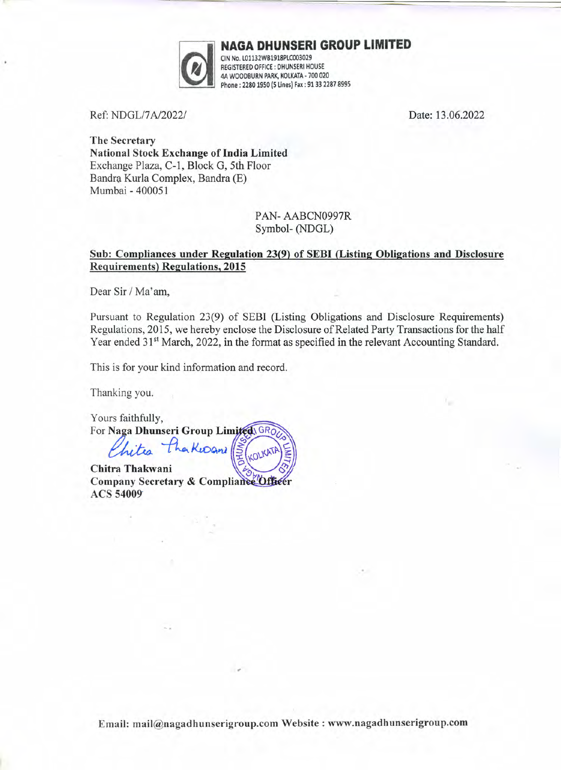# NAGA DHUNSERI GROUP LIMITED

CIN No. L01132WB1918PLC003029
REGISTERED OFFICE : DHUNSERI HOUSE
4A WOODBURN PARK, KOLKATA - 700 020
Phone : 2280 1950 (5 Lines) Fax : 91 33 2287 8995

Ref: NDGL/7A/2022/

Date: 13.06.2022

**The Secretary**
**National Stock Exchange of India Limited**
Exchange Plaza, C-1, Block G, 5th Floor
Bandra Kurla Complex, Bandra (E)
Mumbai - 400051

PAN- AABCN0997R
Symbol- (NDGL)

**Sub: Compliances under Regulation 23(9) of SEBI (Listing Obligations and Disclosure Requirements) Regulations, 2015**

Dear Sir / Ma'am,

Pursuant to Regulation 23(9) of SEBI (Listing Obligations and Disclosure Requirements) Regulations, 2015, we hereby enclose the Disclosure of Related Party Transactions for the half Year ended 31st March, 2022, in the format as specified in the relevant Accounting Standard.

This is for your kind information and record.

Thanking you.

Yours faithfully,
For **Naga Dhunseri Group Limited**

**Chitra Thakwani**
**Company Secretary & Compliance Officer**
**ACS 54009**

Email: mail@nagadhunserigroup.com Website : www.nagadhunserigroup.com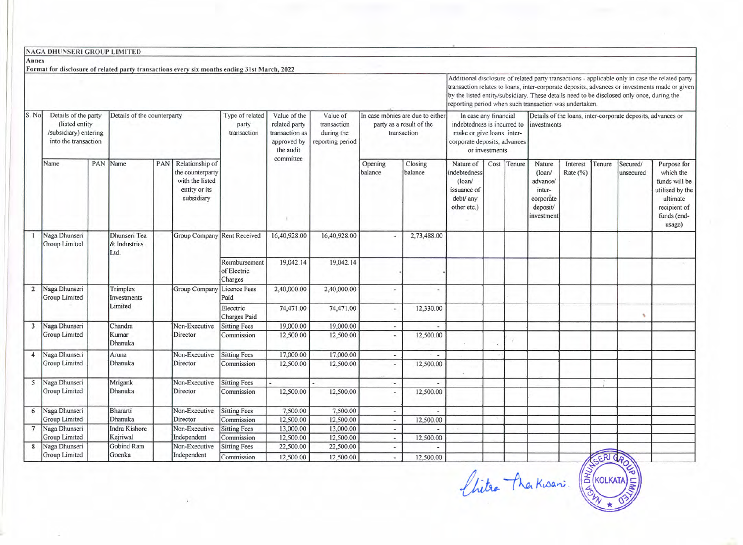**NAGA DHUNSERI GROUP LIMITED**

**Annex**

**Format for disclosure of related party transactions every six months ending 31st March, 2022**

Additional disclosure of related party transactions - applicable only in case the related party transaction relates to loans, inter-corporate deposits, advances or investments made or given by the listed entity/subsidiary. These details need to be disclosed only once, during the reporting period when such transaction was undertaken.

| S. No | Details of the party (listed entity /subsidiary) entering into the transaction | | Details of the counterparty | | | Type of related party transaction | Value of the related party transaction as approved by the audit committee | Value of transaction during the reporting period | In case monies are due to either party as a result of the transaction | | In case any financial indebtedness is incurred to make or give loans, inter-corporate deposits, advances or investments | | | Details of the loans, inter-corporate deposits, advances or investments | | | | |
|---|---|---|---|---|---|---|---|---|---|---|---|---|---|---|---|---|---|---|
| | Name | PAN | Name | PAN | Relationship of the counterparty with the listed entity or its subsidiary | | | | Opening balance | Closing balance | Nature of indebtedness (loan/ issuance of debt/ any other etc.) | Cost | Tenure | Nature (loan/ advance/ inter-corporate deposit/ investment | Interest Rate (%) | Tenure | Secured/ unsecured | Purpose for which the funds will be utilised by the ultimate recipient of funds (end-usage) |
| 1 | Naga Dhunseri Group Limited | | Dhunseri Tea & Industries Ltd. | | Group Company | Rent Received | 16,40,928.00 | 16,40,928.00 | - | 2,73,488.00 | | | | | | | | |
| | | | | | | Reimbursement of Electric Charges | 19,042.14 | 19,042.14 | - | - | | | | | | | | |
| 2 | Naga Dhunseri Group Limited | | Trimplex Investments Limited | | Group Company | Licence Fees Paid | 2,40,000.00 | 2,40,000.00 | - | - | | | | | | | | |
| | | | | | | Elecctric Charges Paid | 74,471.00 | 74,471.00 | - | 12,330.00 | | | | | | | | |
| 3 | Naga Dhunseri Group Limited | | Chandra Kumar Dhanuka | | Non-Executive Director | Sitting Fees | 19,000.00 | 19,000.00 | - | - | | | | | | | | |
| | | | | | | Commission | 12,500.00 | 12,500.00 | - | 12,500.00 | | | | | | | | |
| 4 | Naga Dhunseri Group Limited | | Aruna Dhanuka | | Non-Executive Director | Sitting Fees | 17,000.00 | 17,000.00 | - | - | | | | | | | | |
| | | | | | | Commission | 12,500.00 | 12,500.00 | - | 12,500.00 | | | | | | | | |
| 5 | Naga Dhunseri Group Limited | | Mrigank Dhanuka | | Non-Executive Director | Sitting Fees | - | - | - | - | | | | | | | | |
| | | | | | | Commission | 12,500.00 | 12,500.00 | - | 12,500.00 | | | | | | | | |
| 6 | Naga Dhunseri Group Limited | | Bhararti Dhanuka | | Non-Executive Director | Sitting Fees | 7,500.00 | 7,500.00 | - | - | | | | | | | | |
| | | | | | | Commission | 12,500.00 | 12,500.00 | - | 12,500.00 | | | | | | | | |
| 7 | Naga Dhunseri Group Limited | | Indra Kishore Kejriwal | | Non-Executive Independent | Sitting Fees | 13,000.00 | 13,000.00 | - | - | | | | | | | | |
| | | | | | | Commission | 12,500.00 | 12,500.00 | - | 12,500.00 | | | | | | | | |
| 8 | Naga Dhunseri Group Limited | | Gobind Ram Goenka | | Non-Executive Independent | Sitting Fees | 22,500.00 | 22,500.00 | - | - | | | | | | | | |
| | | | | | | Commission | 12,500.00 | 12,500.00 | - | 12,500.00 | | | | | | | | |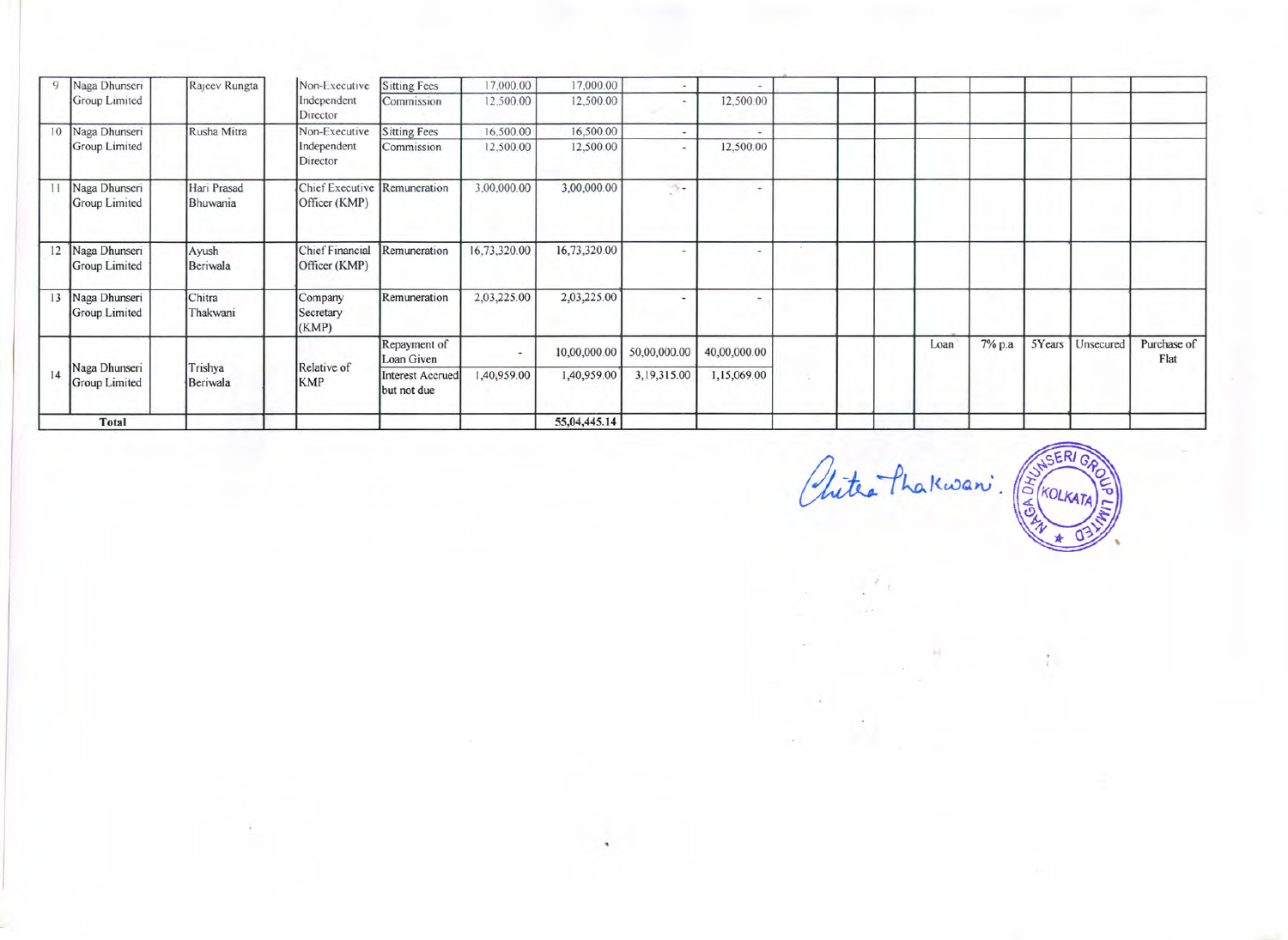| | | | | | | | | | | | | | | | | | | |
|---|---|---|---|---|---|---|---|---|---|---|---|---|---|---|---|---|---|---|
| 9 | Naga Dhunseri Group Limited | | Rajeev Rungta | | Non-Executive Independent Director | Sitting Fees | 17,000.00 | 17,000.00 | - | - | | | | | | | | |
| | | | | | | Commission | 12,500.00 | 12,500.00 | - | 12,500.00 | | | | | | | | |
| 10 | Naga Dhunseri Group Limited | | Rusha Mitra | | Non-Executive Independent Director | Sitting Fees | 16,500.00 | 16,500.00 | - | - | | | | | | | | |
| | | | | | | Commission | 12,500.00 | 12,500.00 | - | 12,500.00 | | | | | | | | |
| 11 | Naga Dhunseri Group Limited | | Hari Prasad Bhuwania | | Chief Executive Officer (KMP) | Remuneration | 3,00,000.00 | 3,00,000.00 | - | - | | | | | | | | |
| 12 | Naga Dhunseri Group Limited | | Ayush Beriwala | | Chief Financial Officer (KMP) | Remuneration | 16,73,320.00 | 16,73,320.00 | - | - | | | | | | | | |
| 13 | Naga Dhunseri Group Limited | | Chitra Thakwani | | Company Secretary (KMP) | Remuneration | 2,03,225.00 | 2,03,225.00 | - | - | | | | | | | | |
| 14 | Naga Dhunseri Group Limited | | Trishya Beriwala | | Relative of KMP | Repayment of Loan Given | - | 10,00,000.00 | 50,00,000.00 | 40,00,000.00 | | | | Loan | 7% p.a | 5Years | Unsecured | Purchase of Flat |
| | | | | | | Interest Accrued but not due | 1,40,959.00 | 1,40,959.00 | 3,19,315.00 | 1,15,069.00 | | | | | | | | |
| Total | | | | | | | | 55,04,445.14 | | | | | | | | | | |

Chitra Thakwani

NAGA DHUNSERI GROUP LIMITED KOLKATA